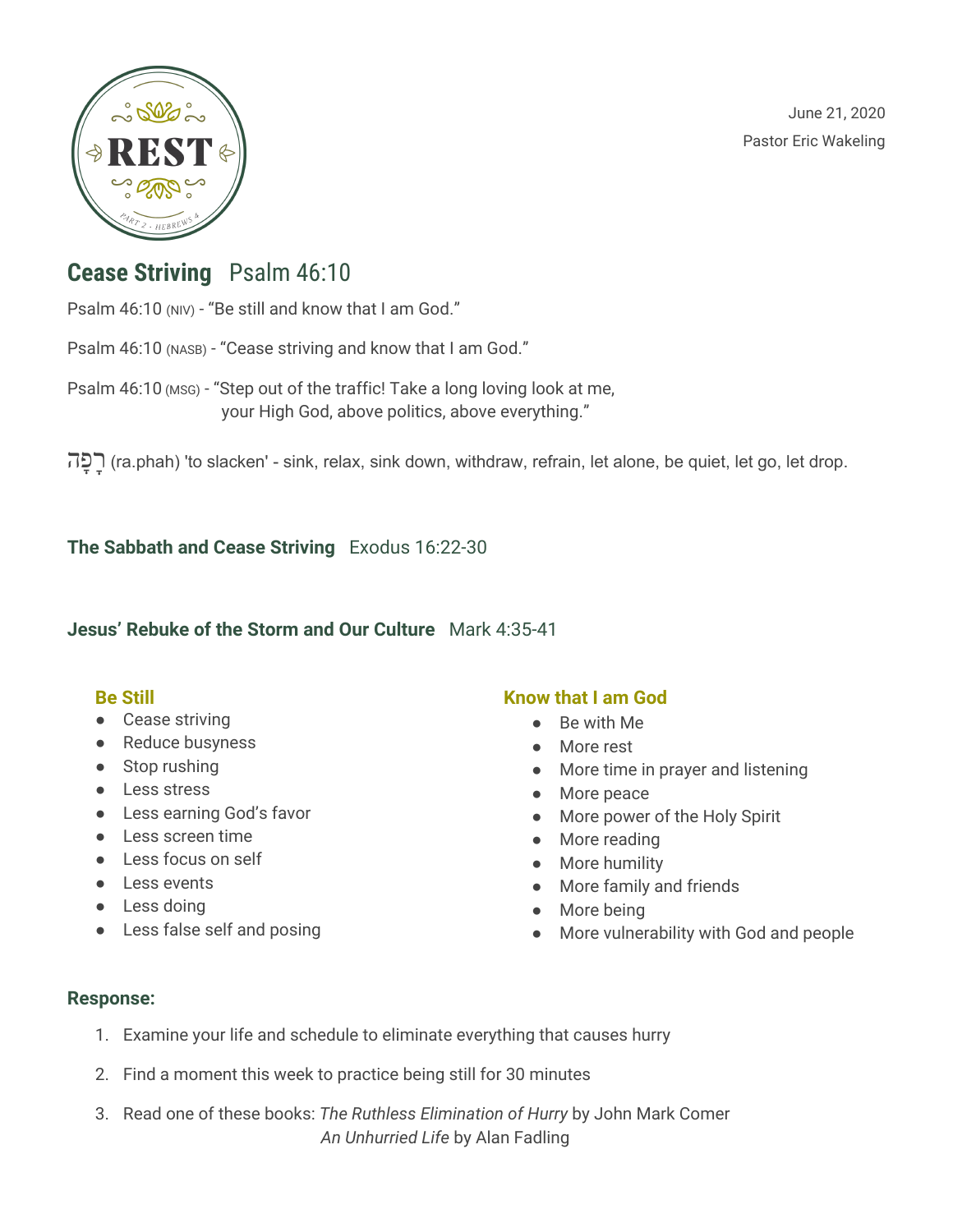REST

PART 2 - HEBREWS 4

June 21, 2020

Pastor Eric Wakeling

## **Cease Striving** Psalm 46:10

Psalm 46:10 (NIV) - "Be still and know that I am God."

Psalm 46:10 (NASB) - "Cease striving and know that I am God."

Psalm 46:10 (MSG) - "Step out of the traffic! Take a long loving look at me,
your High God, above politics, above everything."

רָפָה (ra.phah) 'to slacken' - sink, relax, sink down, withdraw, refrain, let alone, be quiet, let go, let drop.

### **The Sabbath and Cease Striving** Exodus 16:22-30

### **Jesus' Rebuke of the Storm and Our Culture** Mark 4:35-41

**Be Still**

- Cease striving
- Reduce busyness
- Stop rushing
- Less stress
- Less earning God's favor
- Less screen time
- Less focus on self
- Less events
- Less doing
- Less false self and posing

**Know that I am God**

- Be with Me
- More rest
- More time in prayer and listening
- More peace
- More power of the Holy Spirit
- More reading
- More humility
- More family and friends
- More being
- More vulnerability with God and people

**Response:**

1. Examine your life and schedule to eliminate everything that causes hurry
2. Find a moment this week to practice being still for 30 minutes
3. Read one of these books: *The Ruthless Elimination of Hurry* by John Mark Comer
   *An Unhurried Life* by Alan Fadling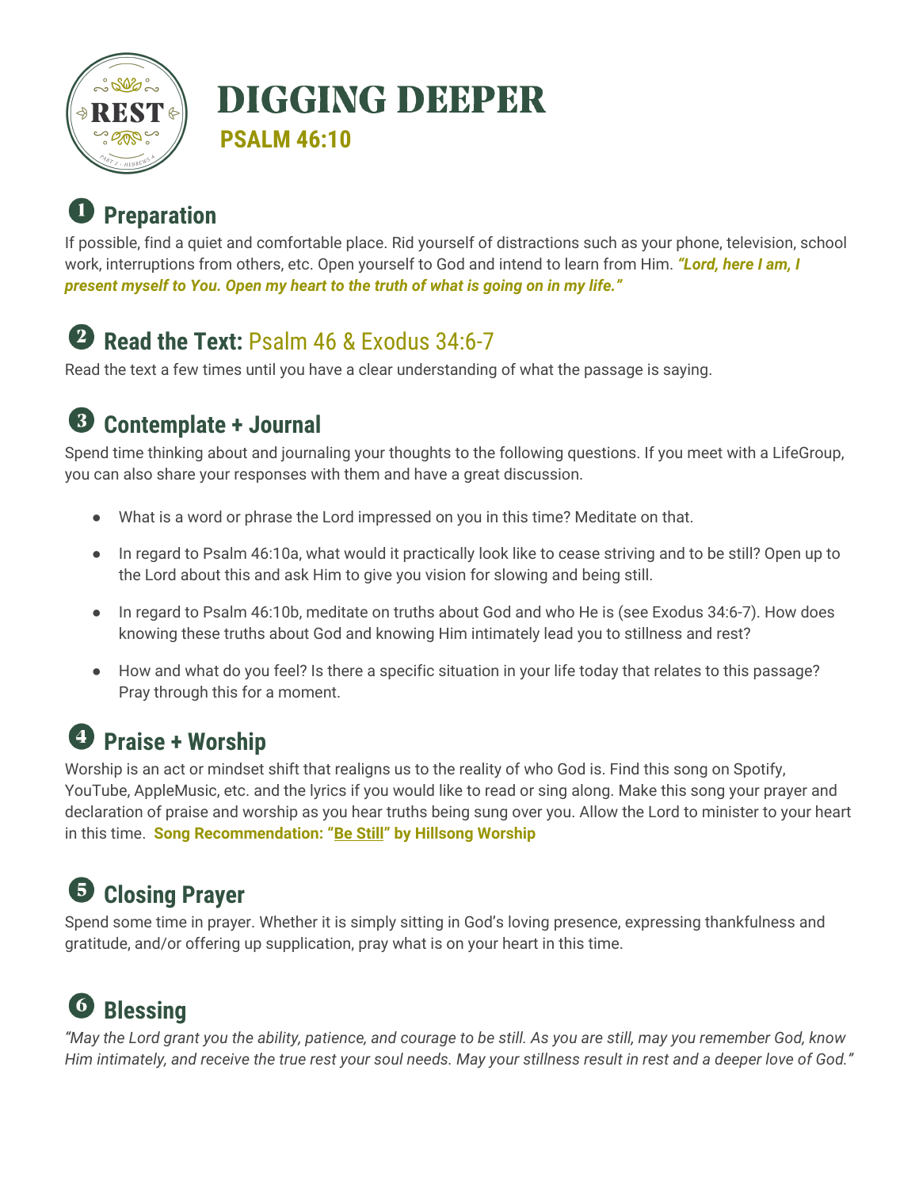# DIGGING DEEPER

## PSALM 46:10

## ❶ Preparation

If possible, find a quiet and comfortable place. Rid yourself of distractions such as your phone, television, school work, interruptions from others, etc. Open yourself to God and intend to learn from Him. ***"Lord, here I am, I present myself to You. Open my heart to the truth of what is going on in my life."***

## ❷ Read the Text: Psalm 46 & Exodus 34:6-7

Read the text a few times until you have a clear understanding of what the passage is saying.

## ❸ Contemplate + Journal

Spend time thinking about and journaling your thoughts to the following questions. If you meet with a LifeGroup, you can also share your responses with them and have a great discussion.

- What is a word or phrase the Lord impressed on you in this time? Meditate on that.
- In regard to Psalm 46:10a, what would it practically look like to cease striving and to be still? Open up to the Lord about this and ask Him to give you vision for slowing and being still.
- In regard to Psalm 46:10b, meditate on truths about God and who He is (see Exodus 34:6-7). How does knowing these truths about God and knowing Him intimately lead you to stillness and rest?
- How and what do you feel? Is there a specific situation in your life today that relates to this passage? Pray through this for a moment.

## ❹ Praise + Worship

Worship is an act or mindset shift that realigns us to the reality of who God is. Find this song on Spotify, YouTube, AppleMusic, etc. and the lyrics if you would like to read or sing along. Make this song your prayer and declaration of praise and worship as you hear truths being sung over you. Allow the Lord to minister to your heart in this time. **Song Recommendation: "Be Still" by Hillsong Worship**

## ❺ Closing Prayer

Spend some time in prayer. Whether it is simply sitting in God's loving presence, expressing thankfulness and gratitude, and/or offering up supplication, pray what is on your heart in this time.

## ❻ Blessing

*"May the Lord grant you the ability, patience, and courage to be still. As you are still, may you remember God, know Him intimately, and receive the true rest your soul needs. May your stillness result in rest and a deeper love of God."*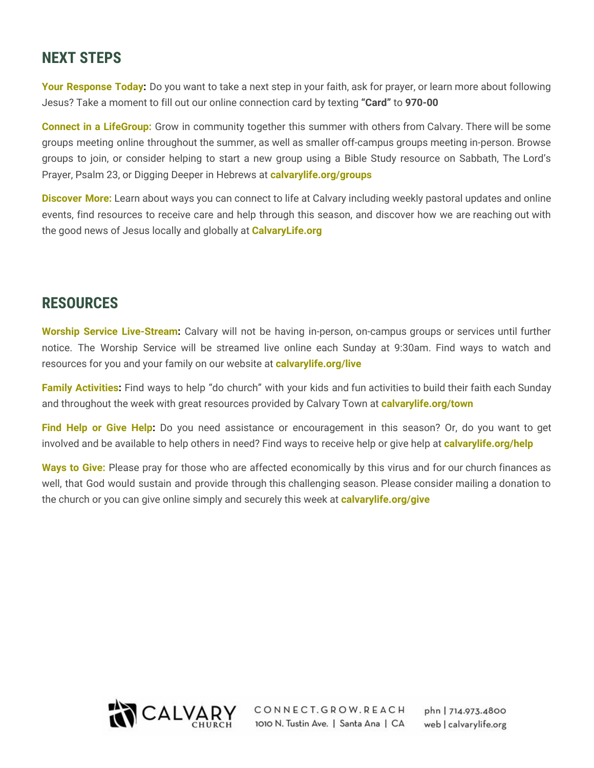## NEXT STEPS

**Your Response Today:** Do you want to take a next step in your faith, ask for prayer, or learn more about following Jesus? Take a moment to fill out our online connection card by texting **"Card"** to **970-00**

**Connect in a LifeGroup:** Grow in community together this summer with others from Calvary. There will be some groups meeting online throughout the summer, as well as smaller off-campus groups meeting in-person. Browse groups to join, or consider helping to start a new group using a Bible Study resource on Sabbath, The Lord's Prayer, Psalm 23, or Digging Deeper in Hebrews at **calvarylife.org/groups**

**Discover More:** Learn about ways you can connect to life at Calvary including weekly pastoral updates and online events, find resources to receive care and help through this season, and discover how we are reaching out with the good news of Jesus locally and globally at **CalvaryLife.org**

## RESOURCES

**Worship Service Live-Stream:** Calvary will not be having in-person, on-campus groups or services until further notice. The Worship Service will be streamed live online each Sunday at 9:30am. Find ways to watch and resources for you and your family on our website at **calvarylife.org/live**

**Family Activities:** Find ways to help "do church" with your kids and fun activities to build their faith each Sunday and throughout the week with great resources provided by Calvary Town at **calvarylife.org/town**

**Find Help or Give Help:** Do you need assistance or encouragement in this season? Or, do you want to get involved and be available to help others in need? Find ways to receive help or give help at **calvarylife.org/help**

**Ways to Give:** Please pray for those who are affected economically by this virus and for our church finances as well, that God would sustain and provide through this challenging season. Please consider mailing a donation to the church or you can give online simply and securely this week at **calvarylife.org/give**

CALVARY CHURCH

CONNECT.GROW.REACH
1010 N. Tustin Ave. | Santa Ana | CA

phn | 714.973.4800
web | calvarylife.org